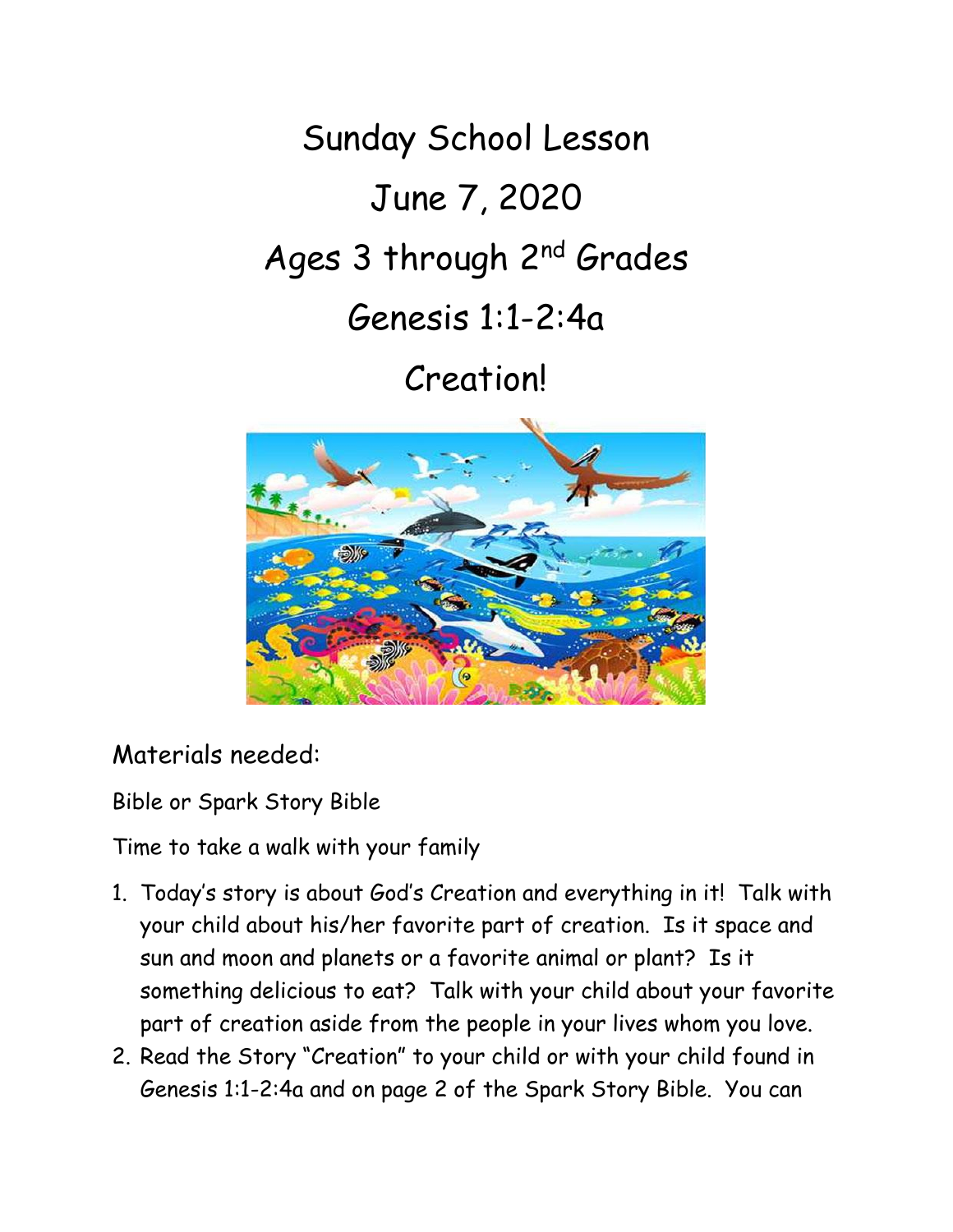# Sunday School Lesson

# June 7, 2020

# Ages 3 through 2nd Grades

# Genesis 1:1-2:4a

# Creation!

Materials needed:

Bible or Spark Story Bible

Time to take a walk with your family

1. Today's story is about God's Creation and everything in it! Talk with your child about his/her favorite part of creation. Is it space and sun and moon and planets or a favorite animal or plant? Is it something delicious to eat? Talk with your child about your favorite part of creation aside from the people in your lives whom you love.
2. Read the Story "Creation" to your child or with your child found in Genesis 1:1-2:4a and on page 2 of the Spark Story Bible. You can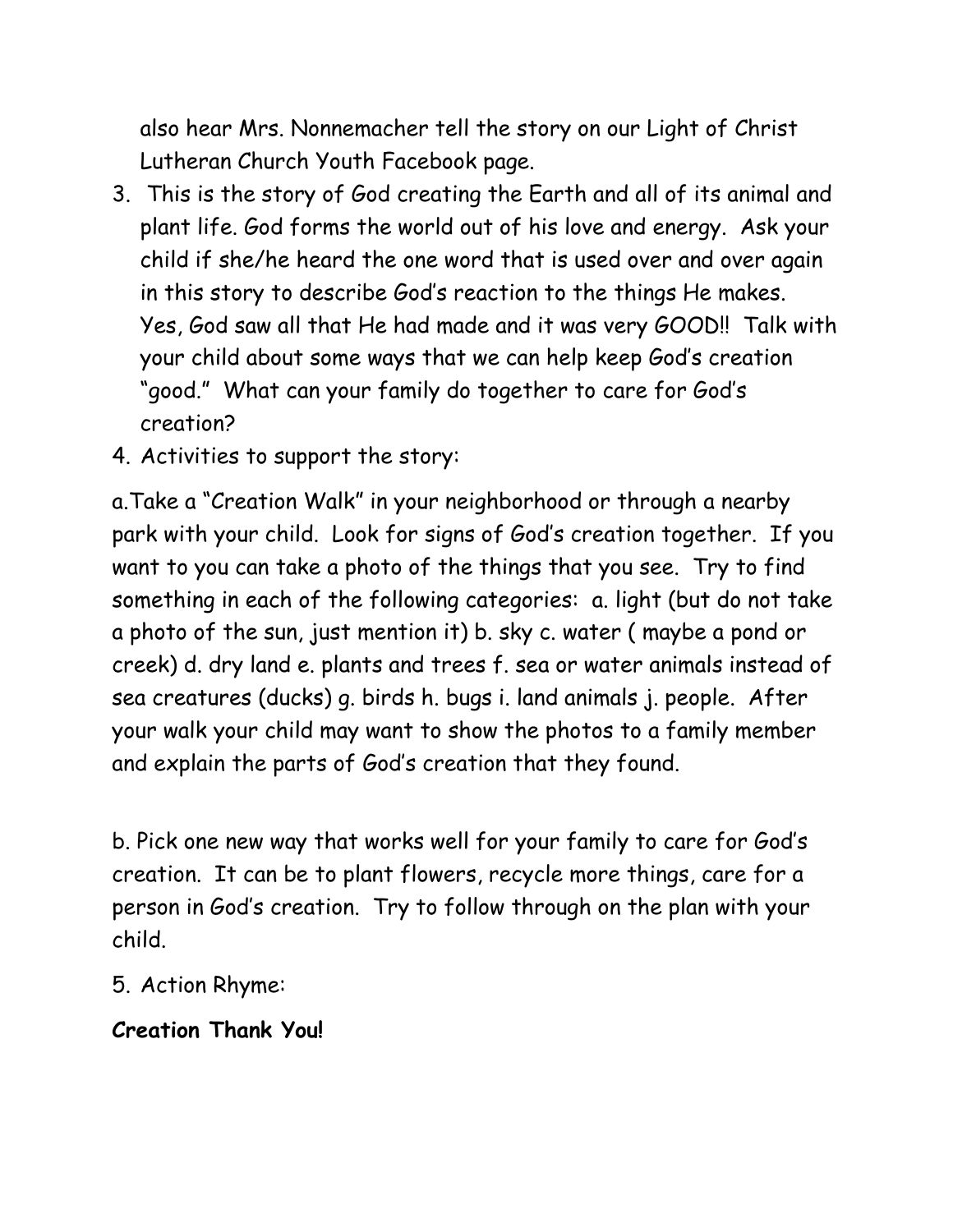also hear Mrs. Nonnemacher tell the story on our Light of Christ Lutheran Church Youth Facebook page.

3. This is the story of God creating the Earth and all of its animal and plant life. God forms the world out of his love and energy. Ask your child if she/he heard the one word that is used over and over again in this story to describe God's reaction to the things He makes. Yes, God saw all that He had made and it was very GOOD!! Talk with your child about some ways that we can help keep God's creation "good." What can your family do together to care for God's creation?
4. Activities to support the story:

a.Take a "Creation Walk" in your neighborhood or through a nearby park with your child. Look for signs of God's creation together. If you want to you can take a photo of the things that you see. Try to find something in each of the following categories: a. light (but do not take a photo of the sun, just mention it) b. sky c. water ( maybe a pond or creek) d. dry land e. plants and trees f. sea or water animals instead of sea creatures (ducks) g. birds h. bugs i. land animals j. people. After your walk your child may want to show the photos to a family member and explain the parts of God's creation that they found.

b. Pick one new way that works well for your family to care for God's creation. It can be to plant flowers, recycle more things, care for a person in God's creation. Try to follow through on the plan with your child.

5. Action Rhyme:

**Creation Thank You!**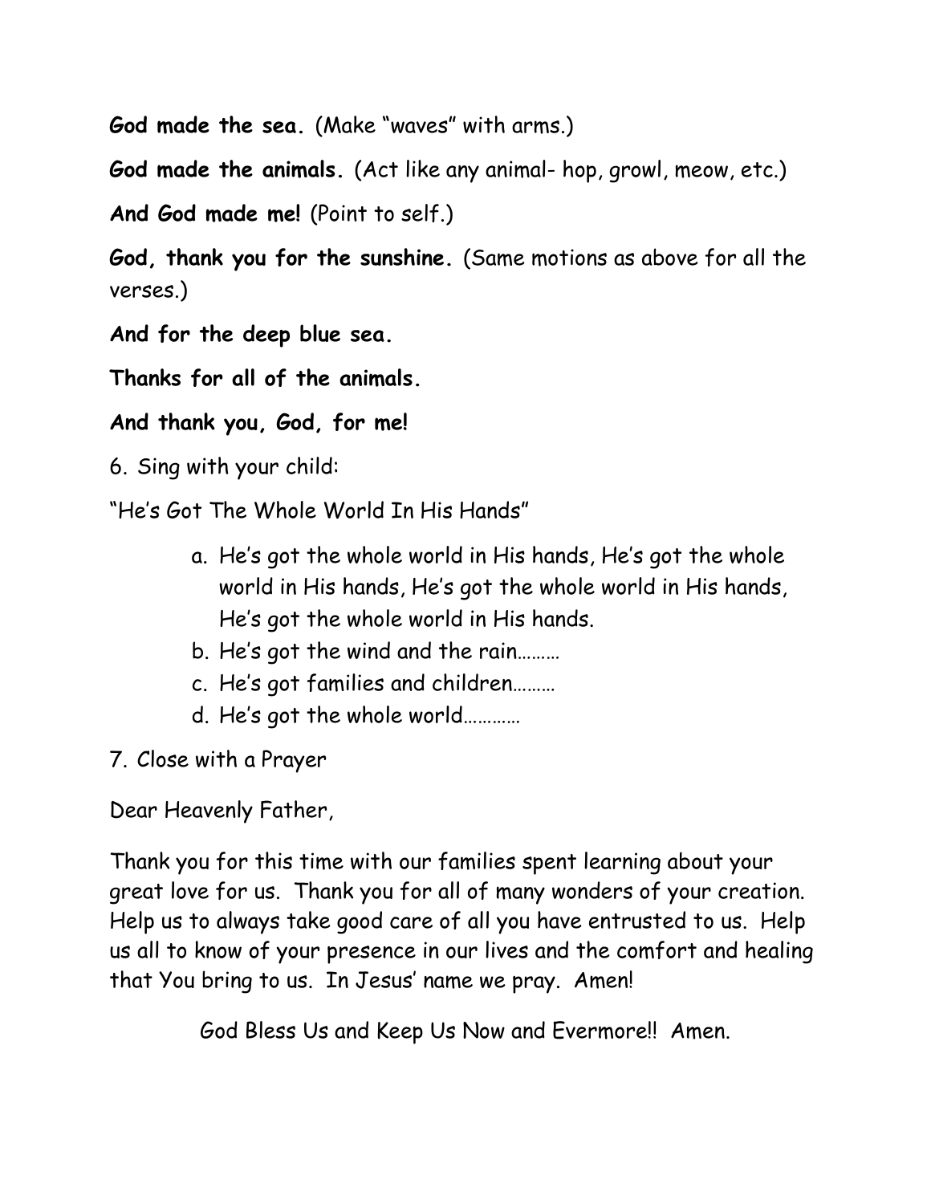**God made the sea.** (Make "waves" with arms.)

**God made the animals.** (Act like any animal- hop, growl, meow, etc.)

**And God made me!** (Point to self.)

**God, thank you for the sunshine.** (Same motions as above for all the verses.)

**And for the deep blue sea.**

**Thanks for all of the animals.**

**And thank you, God, for me!**

6. Sing with your child:

"He's Got The Whole World In His Hands"

a. He's got the whole world in His hands, He's got the whole world in His hands, He's got the whole world in His hands, He's got the whole world in His hands.
b. He's got the wind and the rain………
c. He's got families and children………
d. He's got the whole world…………

7. Close with a Prayer

Dear Heavenly Father,

Thank you for this time with our families spent learning about your great love for us. Thank you for all of many wonders of your creation. Help us to always take good care of all you have entrusted to us. Help us all to know of your presence in our lives and the comfort and healing that You bring to us. In Jesus' name we pray. Amen!

God Bless Us and Keep Us Now and Evermore!! Amen.